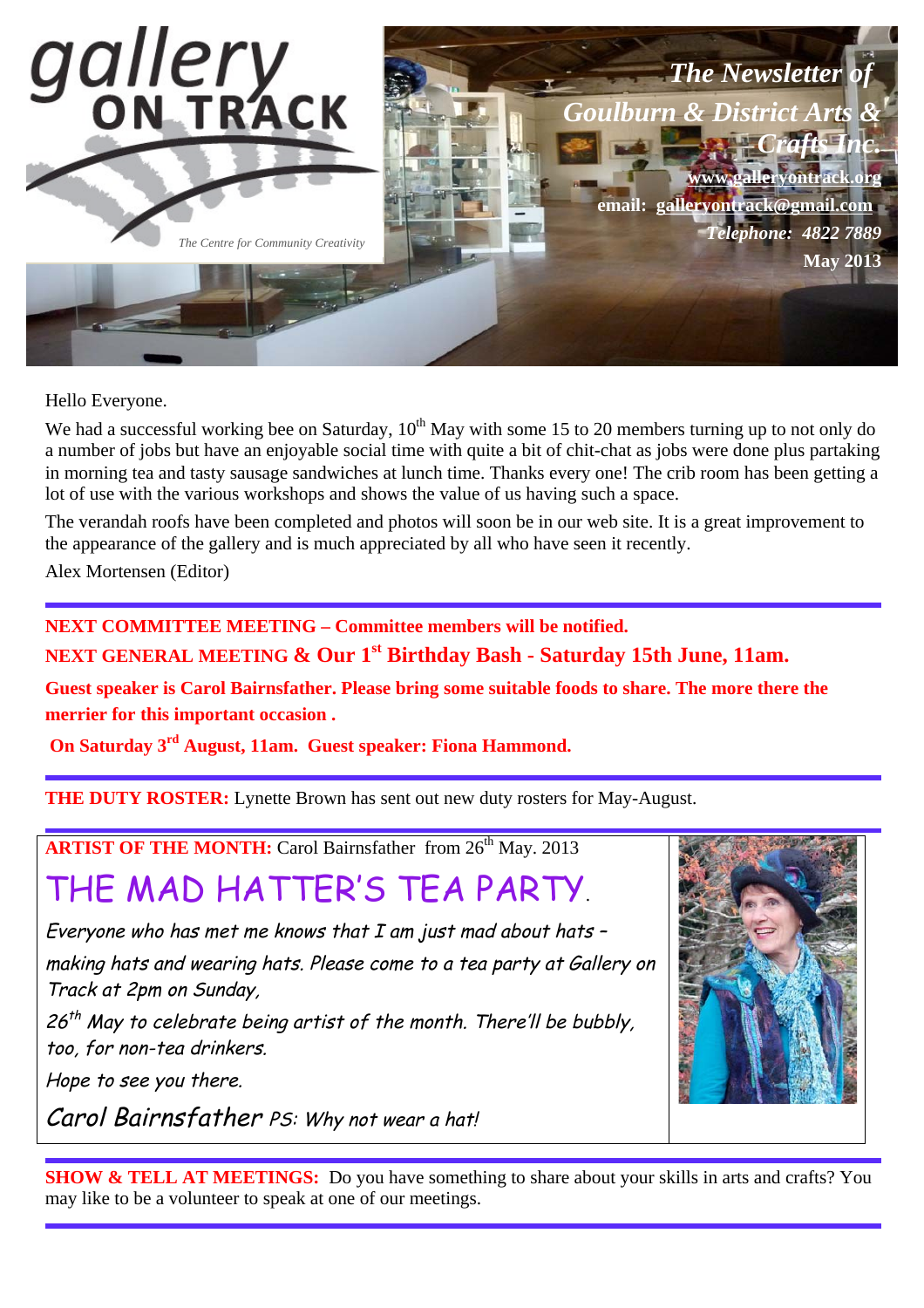# gallery ON TRACK

*The Centre for Community Creativity*

***The Newsletter of Goulburn & District Arts & Crafts Inc.***

**www.galleryontrack.org**

**email: galleryontrack@gmail.com**

***Telephone: 4822 7889***

**May 2013**

Hello Everyone.

We had a successful working bee on Saturday, 10th May with some 15 to 20 members turning up to not only do a number of jobs but have an enjoyable social time with quite a bit of chit-chat as jobs were done plus partaking in morning tea and tasty sausage sandwiches at lunch time. Thanks every one! The crib room has been getting a lot of use with the various workshops and shows the value of us having such a space.

The verandah roofs have been completed and photos will soon be in our web site. It is a great improvement to the appearance of the gallery and is much appreciated by all who have seen it recently.

Alex Mortensen (Editor)

---

**NEXT COMMITTEE MEETING – Committee members will be notified.**

**NEXT GENERAL MEETING & Our 1st Birthday Bash - Saturday 15th June, 11am.**

**Guest speaker is Carol Bairnsfather. Please bring some suitable foods to share. The more there the merrier for this important occasion .**

**On Saturday 3rd August, 11am. Guest speaker: Fiona Hammond.**

---

**THE DUTY ROSTER:** Lynette Brown has sent out new duty rosters for May-August.

---

**ARTIST OF THE MONTH:** Carol Bairnsfather from 26th May. 2013

## THE MAD HATTER'S TEA PARTY.

*Everyone who has met me knows that I am just mad about hats – making hats and wearing hats. Please come to a tea party at Gallery on Track at 2pm on Sunday, 26th May to celebrate being artist of the month. There'll be bubbly, too, for non-tea drinkers.*

*Hope to see you there.*

*Carol Bairnsfather PS: Why not wear a hat!*

---

**SHOW & TELL AT MEETINGS:** Do you have something to share about your skills in arts and crafts? You may like to be a volunteer to speak at one of our meetings.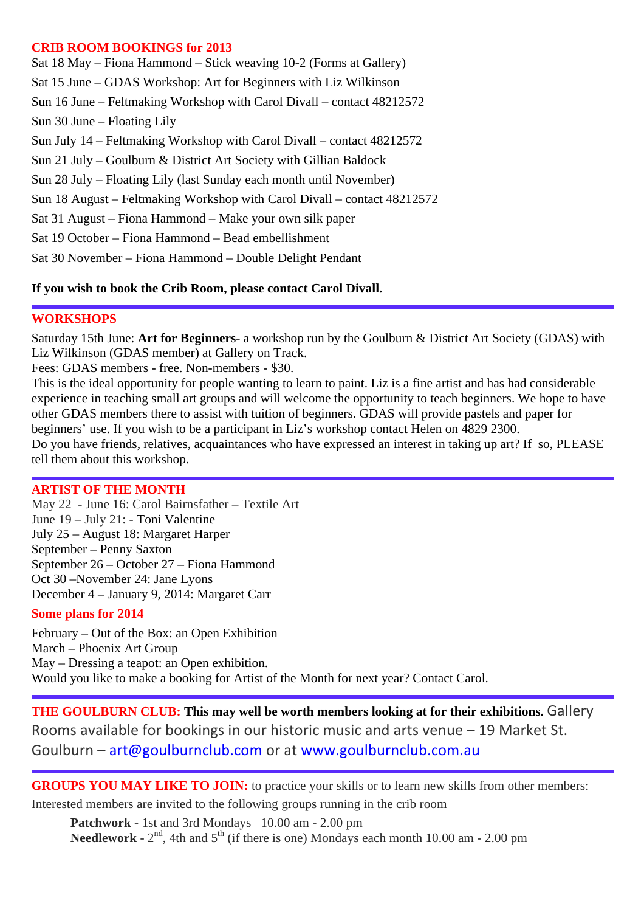## CRIB ROOM BOOKINGS for 2013

Sat 18 May – Fiona Hammond – Stick weaving 10-2 (Forms at Gallery)

Sat 15 June – GDAS Workshop: Art for Beginners with Liz Wilkinson

Sun 16 June – Feltmaking Workshop with Carol Divall – contact 48212572

Sun 30 June – Floating Lily

Sun July 14 – Feltmaking Workshop with Carol Divall – contact 48212572

Sun 21 July – Goulburn & District Art Society with Gillian Baldock

Sun 28 July – Floating Lily (last Sunday each month until November)

Sun 18 August – Feltmaking Workshop with Carol Divall – contact 48212572

Sat 31 August – Fiona Hammond – Make your own silk paper

Sat 19 October – Fiona Hammond – Bead embellishment

Sat 30 November – Fiona Hammond – Double Delight Pendant

**If you wish to book the Crib Room, please contact Carol Divall.**

---

## WORKSHOPS

Saturday 15th June: **Art for Beginners**- a workshop run by the Goulburn & District Art Society (GDAS) with Liz Wilkinson (GDAS member) at Gallery on Track.

Fees: GDAS members - free. Non-members - $30.

This is the ideal opportunity for people wanting to learn to paint. Liz is a fine artist and has had considerable experience in teaching small art groups and will welcome the opportunity to teach beginners. We hope to have other GDAS members there to assist with tuition of beginners. GDAS will provide pastels and paper for beginners' use. If you wish to be a participant in Liz's workshop contact Helen on 4829 2300.

Do you have friends, relatives, acquaintances who have expressed an interest in taking up art? If so, PLEASE tell them about this workshop.

---

## ARTIST OF THE MONTH

May 22 - June 16: Carol Bairnsfather – Textile Art
June 19 – July 21: - Toni Valentine
July 25 – August 18: Margaret Harper
September – Penny Saxton
September 26 – October 27 – Fiona Hammond
Oct 30 –November 24: Jane Lyons
December 4 – January 9, 2014: Margaret Carr

### Some plans for 2014

February – Out of the Box: an Open Exhibition
March – Phoenix Art Group
May – Dressing a teapot: an Open exhibition.
Would you like to make a booking for Artist of the Month for next year? Contact Carol.

---

**THE GOULBURN CLUB: This may well be worth members looking at for their exhibitions.** Gallery Rooms available for bookings in our historic music and arts venue – 19 Market St. Goulburn – art@goulburnclub.com or at www.goulburnclub.com.au

---

**GROUPS YOU MAY LIKE TO JOIN:** to practice your skills or to learn new skills from other members:

Interested members are invited to the following groups running in the crib room

**Patchwork** - 1st and 3rd Mondays 10.00 am - 2.00 pm
**Needlework** - 2nd, 4th and 5th (if there is one) Mondays each month 10.00 am - 2.00 pm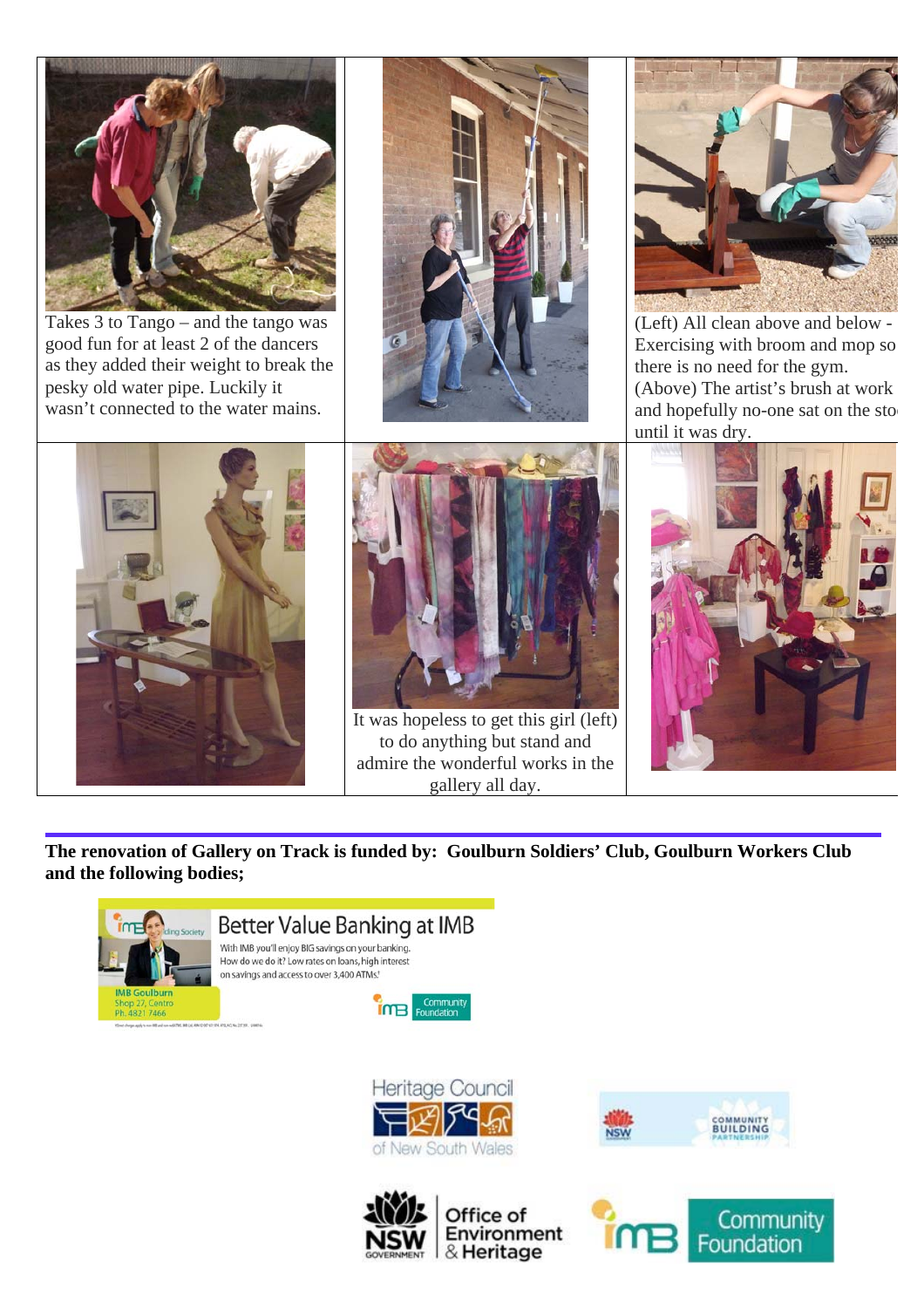Takes 3 to Tango – and the tango was good fun for at least 2 of the dancers as they added their weight to break the pesky old water pipe. Luckily it wasn't connected to the water mains.

(Left) All clean above and below - Exercising with broom and mop so there is no need for the gym.
(Above) The artist's brush at work and hopefully no-one sat on the sto until it was dry.

It was hopeless to get this girl (left) to do anything but stand and admire the wonderful works in the gallery all day.

**The renovation of Gallery on Track is funded by: Goulburn Soldiers' Club, Goulburn Workers Club and the following bodies;**

Better Value Banking at IMB

With IMB you'll enjoy BIG savings on your banking. How do we do it? Low rates on loans, high interest on savings and access to over 3,400 ATMs.[†]

IMB Goulburn
Shop 27, Centro
Ph. 4821 7466

IMB Community Foundation

Heritage Council of New South Wales

NSW Community Building Partnership

NSW Government Office of Environment & Heritage

IMB Community Foundation